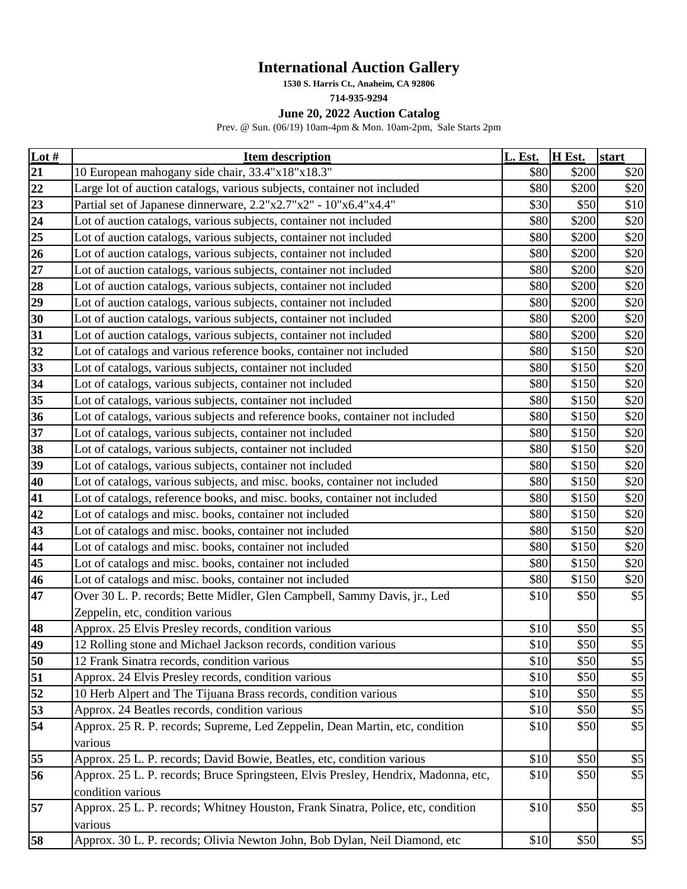# International Auction Gallery

**1530 S. Harris Ct., Anaheim, CA 92806**

**714-935-9294**

**June 20, 2022 Auction Catalog**

Prev. @ Sun. (06/19) 10am-4pm & Mon. 10am-2pm, Sale Starts 2pm

| Lot # | Item description | L. Est. | H Est. | start |
|---|---|---|---|---|
| 21 | 10 European mahogany side chair, 33.4"x18"x18.3" | $80 | $200 | $20 |
| 22 | Large lot of auction catalogs, various subjects, container not included | $80 | $200 | $20 |
| 23 | Partial set of Japanese dinnerware, 2.2"x2.7"x2" - 10"x6.4"x4.4" | $30 | $50 | $10 |
| 24 | Lot of auction catalogs, various subjects, container not included | $80 | $200 | $20 |
| 25 | Lot of auction catalogs, various subjects, container not included | $80 | $200 | $20 |
| 26 | Lot of auction catalogs, various subjects, container not included | $80 | $200 | $20 |
| 27 | Lot of auction catalogs, various subjects, container not included | $80 | $200 | $20 |
| 28 | Lot of auction catalogs, various subjects, container not included | $80 | $200 | $20 |
| 29 | Lot of auction catalogs, various subjects, container not included | $80 | $200 | $20 |
| 30 | Lot of auction catalogs, various subjects, container not included | $80 | $200 | $20 |
| 31 | Lot of auction catalogs, various subjects, container not included | $80 | $200 | $20 |
| 32 | Lot of catalogs and various reference books, container not included | $80 | $150 | $20 |
| 33 | Lot of catalogs, various subjects, container not included | $80 | $150 | $20 |
| 34 | Lot of catalogs, various subjects, container not included | $80 | $150 | $20 |
| 35 | Lot of catalogs, various subjects, container not included | $80 | $150 | $20 |
| 36 | Lot of catalogs, various subjects and reference books, container not included | $80 | $150 | $20 |
| 37 | Lot of catalogs, various subjects, container not included | $80 | $150 | $20 |
| 38 | Lot of catalogs, various subjects, container not included | $80 | $150 | $20 |
| 39 | Lot of catalogs, various subjects, container not included | $80 | $150 | $20 |
| 40 | Lot of catalogs, various subjects, and misc. books, container not included | $80 | $150 | $20 |
| 41 | Lot of catalogs, reference books, and misc. books, container not included | $80 | $150 | $20 |
| 42 | Lot of catalogs and misc. books, container not included | $80 | $150 | $20 |
| 43 | Lot of catalogs and misc. books, container not included | $80 | $150 | $20 |
| 44 | Lot of catalogs and misc. books, container not included | $80 | $150 | $20 |
| 45 | Lot of catalogs and misc. books, container not included | $80 | $150 | $20 |
| 46 | Lot of catalogs and misc. books, container not included | $80 | $150 | $20 |
| 47 | Over 30 L. P. records; Bette Midler, Glen Campbell, Sammy Davis, jr., Led Zeppelin, etc, condition various | $10 | $50 | $5 |
| 48 | Approx. 25 Elvis Presley records, condition various | $10 | $50 | $5 |
| 49 | 12 Rolling stone and Michael Jackson records, condition various | $10 | $50 | $5 |
| 50 | 12 Frank Sinatra records, condition various | $10 | $50 | $5 |
| 51 | Approx. 24 Elvis Presley records, condition various | $10 | $50 | $5 |
| 52 | 10 Herb Alpert and The Tijuana Brass records, condition various | $10 | $50 | $5 |
| 53 | Approx. 24 Beatles records, condition various | $10 | $50 | $5 |
| 54 | Approx. 25 R. P. records; Supreme, Led Zeppelin, Dean Martin, etc, condition various | $10 | $50 | $5 |
| 55 | Approx. 25 L. P. records; David Bowie, Beatles, etc, condition various | $10 | $50 | $5 |
| 56 | Approx. 25 L. P. records; Bruce Springsteen, Elvis Presley, Hendrix, Madonna, etc, condition various | $10 | $50 | $5 |
| 57 | Approx. 25 L. P. records; Whitney Houston, Frank Sinatra, Police, etc, condition various | $10 | $50 | $5 |
| 58 | Approx. 30 L. P. records; Olivia Newton John, Bob Dylan, Neil Diamond, etc | $10 | $50 | $5 |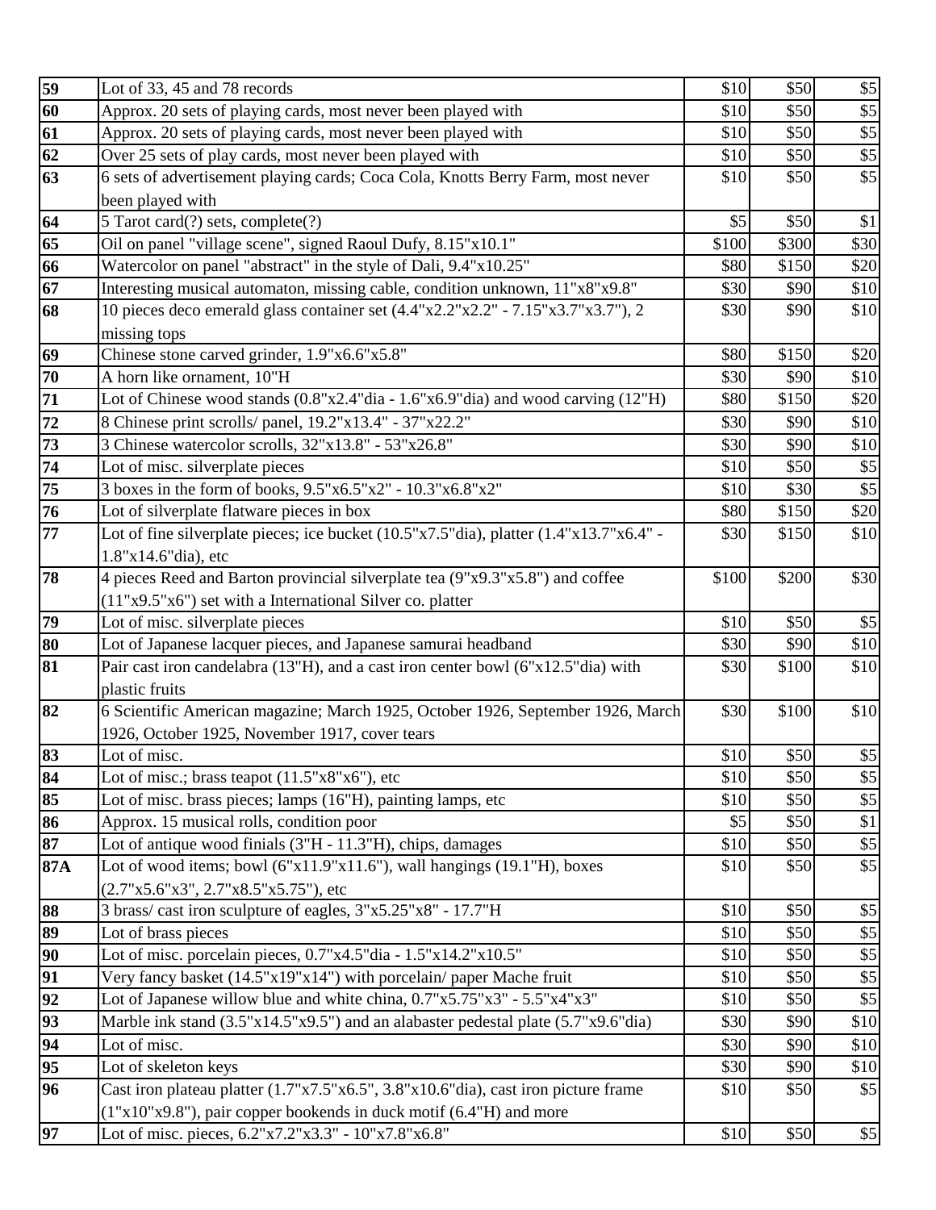| 59 | Lot of 33, 45 and 78 records | $10 | $50 | $5 |
|---|---|---|---|---|
| 60 | Approx. 20 sets of playing cards, most never been played with | $10 | $50 | $5 |
| 61 | Approx. 20 sets of playing cards, most never been played with | $10 | $50 | $5 |
| 62 | Over 25 sets of play cards, most never been played with | $10 | $50 | $5 |
| 63 | 6 sets of advertisement playing cards; Coca Cola, Knotts Berry Farm, most never been played with | $10 | $50 | $5 |
| 64 | 5 Tarot card(?) sets, complete(?) | $5 | $50 | $1 |
| 65 | Oil on panel "village scene", signed Raoul Dufy, 8.15"x10.1" | $100 | $300 | $30 |
| 66 | Watercolor on panel "abstract" in the style of Dali, 9.4"x10.25" | $80 | $150 | $20 |
| 67 | Interesting musical automaton, missing cable, condition unknown, 11"x8"x9.8" | $30 | $90 | $10 |
| 68 | 10 pieces deco emerald glass container set (4.4"x2.2"x2.2" - 7.15"x3.7"x3.7"), 2 missing tops | $30 | $90 | $10 |
| 69 | Chinese stone carved grinder, 1.9"x6.6"x5.8" | $80 | $150 | $20 |
| 70 | A horn like ornament, 10"H | $30 | $90 | $10 |
| 71 | Lot of Chinese wood stands (0.8"x2.4"dia - 1.6"x6.9"dia) and wood carving (12"H) | $80 | $150 | $20 |
| 72 | 8 Chinese print scrolls/ panel, 19.2"x13.4" - 37"x22.2" | $30 | $90 | $10 |
| 73 | 3 Chinese watercolor scrolls, 32"x13.8" - 53"x26.8" | $30 | $90 | $10 |
| 74 | Lot of misc. silverplate pieces | $10 | $50 | $5 |
| 75 | 3 boxes in the form of books, 9.5"x6.5"x2" - 10.3"x6.8"x2" | $10 | $30 | $5 |
| 76 | Lot of silverplate flatware pieces in box | $80 | $150 | $20 |
| 77 | Lot of fine silverplate pieces; ice bucket (10.5"x7.5"dia), platter (1.4"x13.7"x6.4" - 1.8"x14.6"dia), etc | $30 | $150 | $10 |
| 78 | 4 pieces Reed and Barton provincial silverplate tea (9"x9.3"x5.8") and coffee (11"x9.5"x6") set with a International Silver co. platter | $100 | $200 | $30 |
| 79 | Lot of misc. silverplate pieces | $10 | $50 | $5 |
| 80 | Lot of Japanese lacquer pieces, and Japanese samurai headband | $30 | $90 | $10 |
| 81 | Pair cast iron candelabra (13"H), and a cast iron center bowl (6"x12.5"dia) with plastic fruits | $30 | $100 | $10 |
| 82 | 6 Scientific American magazine; March 1925, October 1926, September 1926, March 1926, October 1925, November 1917, cover tears | $30 | $100 | $10 |
| 83 | Lot of misc. | $10 | $50 | $5 |
| 84 | Lot of misc.; brass teapot (11.5"x8"x6"), etc | $10 | $50 | $5 |
| 85 | Lot of misc. brass pieces; lamps (16"H), painting lamps, etc | $10 | $50 | $5 |
| 86 | Approx. 15 musical rolls, condition poor | $5 | $50 | $1 |
| 87 | Lot of antique wood finials (3"H - 11.3"H), chips, damages | $10 | $50 | $5 |
| 87A | Lot of wood items; bowl (6"x11.9"x11.6"), wall hangings (19.1"H), boxes (2.7"x5.6"x3", 2.7"x8.5"x5.75"), etc | $10 | $50 | $5 |
| 88 | 3 brass/ cast iron sculpture of eagles, 3"x5.25"x8" - 17.7"H | $10 | $50 | $5 |
| 89 | Lot of brass pieces | $10 | $50 | $5 |
| 90 | Lot of misc. porcelain pieces, 0.7"x4.5"dia - 1.5"x14.2"x10.5" | $10 | $50 | $5 |
| 91 | Very fancy basket (14.5"x19"x14") with porcelain/ paper Mache fruit | $10 | $50 | $5 |
| 92 | Lot of Japanese willow blue and white china, 0.7"x5.75"x3" - 5.5"x4"x3" | $10 | $50 | $5 |
| 93 | Marble ink stand (3.5"x14.5"x9.5") and an alabaster pedestal plate (5.7"x9.6"dia) | $30 | $90 | $10 |
| 94 | Lot of misc. | $30 | $90 | $10 |
| 95 | Lot of skeleton keys | $30 | $90 | $10 |
| 96 | Cast iron plateau platter (1.7"x7.5"x6.5", 3.8"x10.6"dia), cast iron picture frame (1"x10"x9.8"), pair copper bookends in duck motif (6.4"H) and more | $10 | $50 | $5 |
| 97 | Lot of misc. pieces, 6.2"x7.2"x3.3" - 10"x7.8"x6.8" | $10 | $50 | $5 |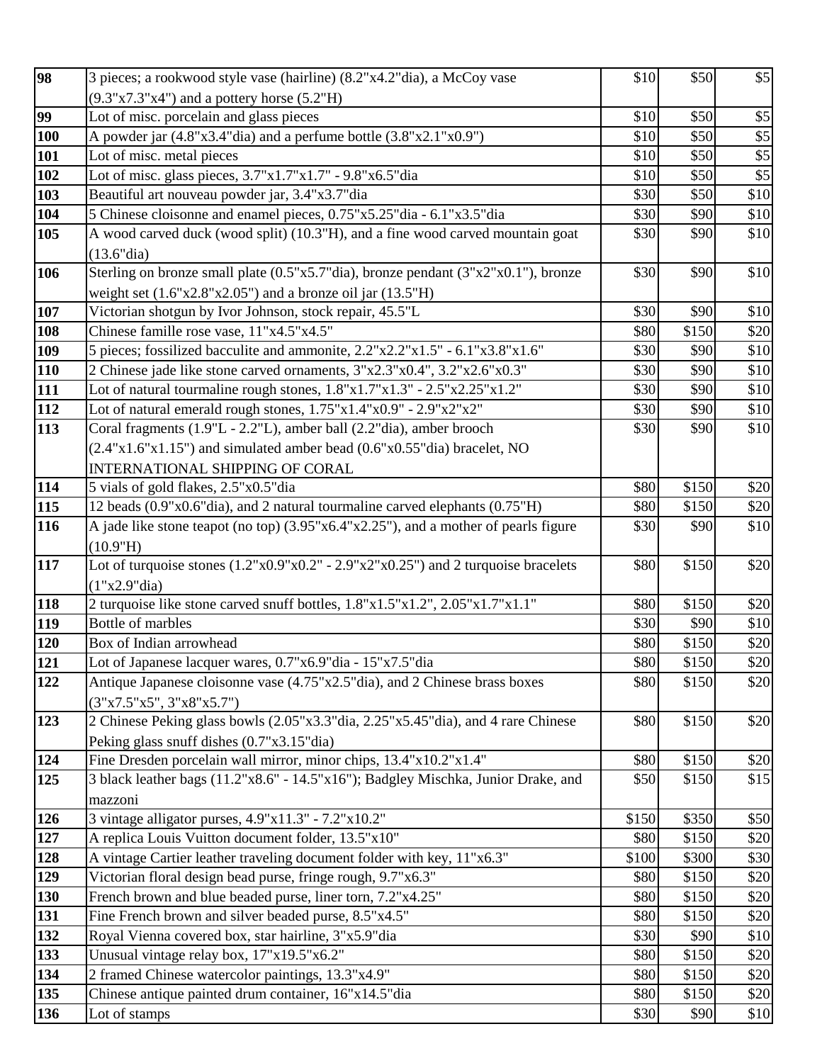| | | | | |
|---|---|---|---|---|
| **98** | 3 pieces; a rookwood style vase (hairline) (8.2"x4.2"dia), a McCoy vase (9.3"x7.3"x4") and a pottery horse (5.2"H) | $10 | $50 | $5 |
| **99** | Lot of misc. porcelain and glass pieces | $10 | $50 | $5 |
| **100** | A powder jar (4.8"x3.4"dia) and a perfume bottle (3.8"x2.1"x0.9") | $10 | $50 | $5 |
| **101** | Lot of misc. metal pieces | $10 | $50 | $5 |
| **102** | Lot of misc. glass pieces, 3.7"x1.7"x1.7" - 9.8"x6.5"dia | $10 | $50 | $5 |
| **103** | Beautiful art nouveau powder jar, 3.4"x3.7"dia | $30 | $50 | $10 |
| **104** | 5 Chinese cloisonne and enamel pieces, 0.75"x5.25"dia - 6.1"x3.5"dia | $30 | $90 | $10 |
| **105** | A wood carved duck (wood split) (10.3"H), and a fine wood carved mountain goat (13.6"dia) | $30 | $90 | $10 |
| **106** | Sterling on bronze small plate (0.5"x5.7"dia), bronze pendant (3"x2"x0.1"), bronze weight set (1.6"x2.8"x2.05") and a bronze oil jar (13.5"H) | $30 | $90 | $10 |
| **107** | Victorian shotgun by Ivor Johnson, stock repair, 45.5"L | $30 | $90 | $10 |
| **108** | Chinese famille rose vase, 11"x4.5"x4.5" | $80 | $150 | $20 |
| **109** | 5 pieces; fossilized bacculite and ammonite, 2.2"x2.2"x1.5" - 6.1"x3.8"x1.6" | $30 | $90 | $10 |
| **110** | 2 Chinese jade like stone carved ornaments, 3"x2.3"x0.4", 3.2"x2.6"x0.3" | $30 | $90 | $10 |
| **111** | Lot of natural tourmaline rough stones, 1.8"x1.7"x1.3" - 2.5"x2.25"x1.2" | $30 | $90 | $10 |
| **112** | Lot of natural emerald rough stones, 1.75"x1.4"x0.9" - 2.9"x2"x2" | $30 | $90 | $10 |
| **113** | Coral fragments (1.9"L - 2.2"L), amber ball (2.2"dia), amber brooch (2.4"x1.6"x1.15") and simulated amber bead (0.6"x0.55"dia) bracelet, NO INTERNATIONAL SHIPPING OF CORAL | $30 | $90 | $10 |
| **114** | 5 vials of gold flakes, 2.5"x0.5"dia | $80 | $150 | $20 |
| **115** | 12 beads (0.9"x0.6"dia), and 2 natural tourmaline carved elephants (0.75"H) | $80 | $150 | $20 |
| **116** | A jade like stone teapot (no top) (3.95"x6.4"x2.25"), and a mother of pearls figure (10.9"H) | $30 | $90 | $10 |
| **117** | Lot of turquoise stones (1.2"x0.9"x0.2" - 2.9"x2"x0.25") and 2 turquoise bracelets (1"x2.9"dia) | $80 | $150 | $20 |
| **118** | 2 turquoise like stone carved snuff bottles, 1.8"x1.5"x1.2", 2.05"x1.7"x1.1" | $80 | $150 | $20 |
| **119** | Bottle of marbles | $30 | $90 | $10 |
| **120** | Box of Indian arrowhead | $80 | $150 | $20 |
| **121** | Lot of Japanese lacquer wares, 0.7"x6.9"dia - 15"x7.5"dia | $80 | $150 | $20 |
| **122** | Antique Japanese cloisonne vase (4.75"x2.5"dia), and 2 Chinese brass boxes (3"x7.5"x5", 3"x8"x5.7") | $80 | $150 | $20 |
| **123** | 2 Chinese Peking glass bowls (2.05"x3.3"dia, 2.25"x5.45"dia), and 4 rare Chinese Peking glass snuff dishes (0.7"x3.15"dia) | $80 | $150 | $20 |
| **124** | Fine Dresden porcelain wall mirror, minor chips, 13.4"x10.2"x1.4" | $80 | $150 | $20 |
| **125** | 3 black leather bags (11.2"x8.6" - 14.5"x16"); Badgley Mischka, Junior Drake, and mazzoni | $50 | $150 | $15 |
| **126** | 3 vintage alligator purses, 4.9"x11.3" - 7.2"x10.2" | $150 | $350 | $50 |
| **127** | A replica Louis Vuitton document folder, 13.5"x10" | $80 | $150 | $20 |
| **128** | A vintage Cartier leather traveling document folder with key, 11"x6.3" | $100 | $300 | $30 |
| **129** | Victorian floral design bead purse, fringe rough, 9.7"x6.3" | $80 | $150 | $20 |
| **130** | French brown and blue beaded purse, liner torn, 7.2"x4.25" | $80 | $150 | $20 |
| **131** | Fine French brown and silver beaded purse, 8.5"x4.5" | $80 | $150 | $20 |
| **132** | Royal Vienna covered box, star hairline, 3"x5.9"dia | $30 | $90 | $10 |
| **133** | Unusual vintage relay box, 17"x19.5"x6.2" | $80 | $150 | $20 |
| **134** | 2 framed Chinese watercolor paintings, 13.3"x4.9" | $80 | $150 | $20 |
| **135** | Chinese antique painted drum container, 16"x14.5"dia | $80 | $150 | $20 |
| **136** | Lot of stamps | $30 | $90 | $10 |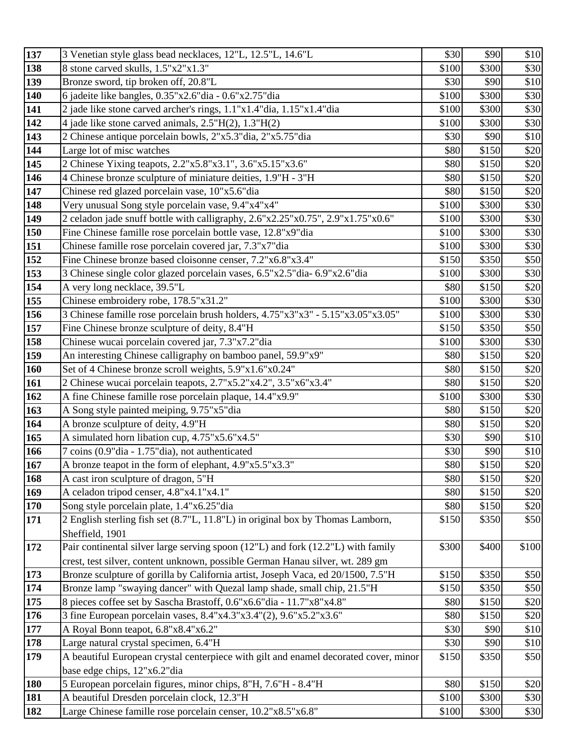| 137 | 3 Venetian style glass bead necklaces, 12"L, 12.5"L, 14.6"L | $30 | $90 | $10 |
|---|---|---|---|---|
| 138 | 8 stone carved skulls, 1.5"x2"x1.3" | $100 | $300 | $30 |
| 139 | Bronze sword, tip broken off, 20.8"L | $30 | $90 | $10 |
| 140 | 6 jadeite like bangles, 0.35"x2.6"dia - 0.6"x2.75"dia | $100 | $300 | $30 |
| 141 | 2 jade like stone carved archer's rings, 1.1"x1.4"dia, 1.15"x1.4"dia | $100 | $300 | $30 |
| 142 | 4 jade like stone carved animals, 2.5"H(2), 1.3"H(2) | $100 | $300 | $30 |
| 143 | 2 Chinese antique porcelain bowls, 2"x5.3"dia, 2"x5.75"dia | $30 | $90 | $10 |
| 144 | Large lot of misc watches | $80 | $150 | $20 |
| 145 | 2 Chinese Yixing teapots, 2.2"x5.8"x3.1", 3.6"x5.15"x3.6" | $80 | $150 | $20 |
| 146 | 4 Chinese bronze sculpture of miniature deities, 1.9"H - 3"H | $80 | $150 | $20 |
| 147 | Chinese red glazed porcelain vase, 10"x5.6"dia | $80 | $150 | $20 |
| 148 | Very unusual Song style porcelain vase, 9.4"x4"x4" | $100 | $300 | $30 |
| 149 | 2 celadon jade snuff bottle with calligraphy, 2.6"x2.25"x0.75", 2.9"x1.75"x0.6" | $100 | $300 | $30 |
| 150 | Fine Chinese famille rose porcelain bottle vase, 12.8"x9"dia | $100 | $300 | $30 |
| 151 | Chinese famille rose porcelain covered jar, 7.3"x7"dia | $100 | $300 | $30 |
| 152 | Fine Chinese bronze based cloisonne censer, 7.2"x6.8"x3.4" | $150 | $350 | $50 |
| 153 | 3 Chinese single color glazed porcelain vases, 6.5"x2.5"dia- 6.9"x2.6"dia | $100 | $300 | $30 |
| 154 | A very long necklace, 39.5"L | $80 | $150 | $20 |
| 155 | Chinese embroidery robe, 178.5"x31.2" | $100 | $300 | $30 |
| 156 | 3 Chinese famille rose porcelain brush holders, 4.75"x3"x3" - 5.15"x3.05"x3.05" | $100 | $300 | $30 |
| 157 | Fine Chinese bronze sculpture of deity, 8.4"H | $150 | $350 | $50 |
| 158 | Chinese wucai porcelain covered jar, 7.3"x7.2"dia | $100 | $300 | $30 |
| 159 | An interesting Chinese calligraphy on bamboo panel, 59.9"x9" | $80 | $150 | $20 |
| 160 | Set of 4 Chinese bronze scroll weights, 5.9"x1.6"x0.24" | $80 | $150 | $20 |
| 161 | 2 Chinese wucai porcelain teapots, 2.7"x5.2"x4.2", 3.5"x6"x3.4" | $80 | $150 | $20 |
| 162 | A fine Chinese famille rose porcelain plaque, 14.4"x9.9" | $100 | $300 | $30 |
| 163 | A Song style painted meiping, 9.75"x5"dia | $80 | $150 | $20 |
| 164 | A bronze sculpture of deity, 4.9"H | $80 | $150 | $20 |
| 165 | A simulated horn libation cup, 4.75"x5.6"x4.5" | $30 | $90 | $10 |
| 166 | 7 coins (0.9"dia - 1.75"dia), not authenticated | $30 | $90 | $10 |
| 167 | A bronze teapot in the form of elephant, 4.9"x5.5"x3.3" | $80 | $150 | $20 |
| 168 | A cast iron sculpture of dragon, 5"H | $80 | $150 | $20 |
| 169 | A celadon tripod censer, 4.8"x4.1"x4.1" | $80 | $150 | $20 |
| 170 | Song style porcelain plate, 1.4"x6.25"dia | $80 | $150 | $20 |
| 171 | 2 English sterling fish set (8.7"L, 11.8"L) in original box by Thomas Lamborn, Sheffield, 1901 | $150 | $350 | $50 |
| 172 | Pair continental silver large serving spoon (12"L) and fork (12.2"L) with family crest, test silver, content unknown, possible German Hanau silver, wt. 289 gm | $300 | $400 | $100 |
| 173 | Bronze sculpture of gorilla by California artist, Joseph Vaca, ed 20/1500, 7.5"H | $150 | $350 | $50 |
| 174 | Bronze lamp "swaying dancer" with Quezal lamp shade, small chip, 21.5"H | $150 | $350 | $50 |
| 175 | 8 pieces coffee set by Sascha Brastoff, 0.6"x6.6"dia - 11.7"x8"x4.8" | $80 | $150 | $20 |
| 176 | 3 fine European porcelain vases, 8.4"x4.3"x3.4"(2), 9.6"x5.2"x3.6" | $80 | $150 | $20 |
| 177 | A Royal Bonn teapot, 6.8"x8.4"x6.2" | $30 | $90 | $10 |
| 178 | Large natural crystal specimen, 6.4"H | $30 | $90 | $10 |
| 179 | A beautiful European crystal centerpiece with gilt and enamel decorated cover, minor base edge chips, 12"x6.2"dia | $150 | $350 | $50 |
| 180 | 5 European porcelain figures, minor chips, 8"H, 7.6"H - 8.4"H | $80 | $150 | $20 |
| 181 | A beautiful Dresden porcelain clock, 12.3"H | $100 | $300 | $30 |
| 182 | Large Chinese famille rose porcelain censer, 10.2"x8.5"x6.8" | $100 | $300 | $30 |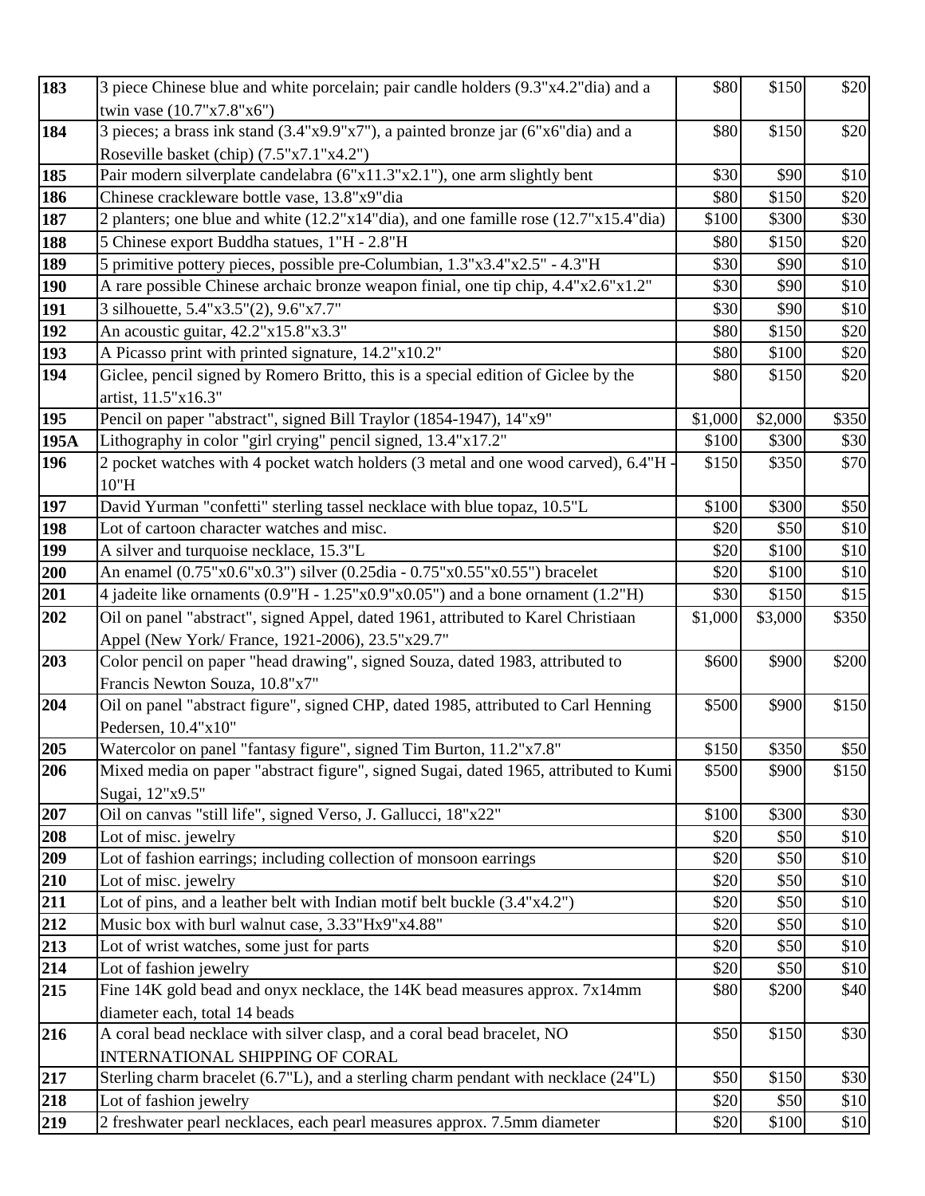| | | | | |
|---|---|---|---|---|
| **183** | 3 piece Chinese blue and white porcelain; pair candle holders (9.3"x4.2"dia) and a twin vase (10.7"x7.8"x6") | $80 | $150 | $20 |
| **184** | 3 pieces; a brass ink stand (3.4"x9.9"x7"), a painted bronze jar (6"x6"dia) and a Roseville basket (chip) (7.5"x7.1"x4.2") | $80 | $150 | $20 |
| **185** | Pair modern silverplate candelabra (6"x11.3"x2.1"), one arm slightly bent | $30 | $90 | $10 |
| **186** | Chinese crackleware bottle vase, 13.8"x9"dia | $80 | $150 | $20 |
| **187** | 2 planters; one blue and white (12.2"x14"dia), and one famille rose (12.7"x15.4"dia) | $100 | $300 | $30 |
| **188** | 5 Chinese export Buddha statues, 1"H - 2.8"H | $80 | $150 | $20 |
| **189** | 5 primitive pottery pieces, possible pre-Columbian, 1.3"x3.4"x2.5" - 4.3"H | $30 | $90 | $10 |
| **190** | A rare possible Chinese archaic bronze weapon finial, one tip chip, 4.4"x2.6"x1.2" | $30 | $90 | $10 |
| **191** | 3 silhouette, 5.4"x3.5"(2), 9.6"x7.7" | $30 | $90 | $10 |
| **192** | An acoustic guitar, 42.2"x15.8"x3.3" | $80 | $150 | $20 |
| **193** | A Picasso print with printed signature, 14.2"x10.2" | $80 | $100 | $20 |
| **194** | Giclee, pencil signed by Romero Britto, this is a special edition of Giclee by the artist, 11.5"x16.3" | $80 | $150 | $20 |
| **195** | Pencil on paper "abstract", signed Bill Traylor (1854-1947), 14"x9" | $1,000 | $2,000 | $350 |
| **195A** | Lithography in color "girl crying" pencil signed, 13.4"x17.2" | $100 | $300 | $30 |
| **196** | 2 pocket watches with 4 pocket watch holders (3 metal and one wood carved), 6.4"H - 10"H | $150 | $350 | $70 |
| **197** | David Yurman "confetti" sterling tassel necklace with blue topaz, 10.5"L | $100 | $300 | $50 |
| **198** | Lot of cartoon character watches and misc. | $20 | $50 | $10 |
| **199** | A silver and turquoise necklace, 15.3"L | $20 | $100 | $10 |
| **200** | An enamel (0.75"x0.6"x0.3") silver (0.25dia - 0.75"x0.55"x0.55") bracelet | $20 | $100 | $10 |
| **201** | 4 jadeite like ornaments (0.9"H - 1.25"x0.9"x0.05") and a bone ornament (1.2"H) | $30 | $150 | $15 |
| **202** | Oil on panel "abstract", signed Appel, dated 1961, attributed to Karel Christiaan Appel (New York/ France, 1921-2006), 23.5"x29.7" | $1,000 | $3,000 | $350 |
| **203** | Color pencil on paper "head drawing", signed Souza, dated 1983, attributed to Francis Newton Souza, 10.8"x7" | $600 | $900 | $200 |
| **204** | Oil on panel "abstract figure", signed CHP, dated 1985, attributed to Carl Henning Pedersen, 10.4"x10" | $500 | $900 | $150 |
| **205** | Watercolor on panel "fantasy figure", signed Tim Burton, 11.2"x7.8" | $150 | $350 | $50 |
| **206** | Mixed media on paper "abstract figure", signed Sugai, dated 1965, attributed to Kumi Sugai, 12"x9.5" | $500 | $900 | $150 |
| **207** | Oil on canvas "still life", signed Verso, J. Gallucci, 18"x22" | $100 | $300 | $30 |
| **208** | Lot of misc. jewelry | $20 | $50 | $10 |
| **209** | Lot of fashion earrings; including collection of monsoon earrings | $20 | $50 | $10 |
| **210** | Lot of misc. jewelry | $20 | $50 | $10 |
| **211** | Lot of pins, and a leather belt with Indian motif belt buckle (3.4"x4.2") | $20 | $50 | $10 |
| **212** | Music box with burl walnut case, 3.33"Hx9"x4.88" | $20 | $50 | $10 |
| **213** | Lot of wrist watches, some just for parts | $20 | $50 | $10 |
| **214** | Lot of fashion jewelry | $20 | $50 | $10 |
| **215** | Fine 14K gold bead and onyx necklace, the 14K bead measures approx. 7x14mm diameter each, total 14 beads | $80 | $200 | $40 |
| **216** | A coral bead necklace with silver clasp, and a coral bead bracelet, NO INTERNATIONAL SHIPPING OF CORAL | $50 | $150 | $30 |
| **217** | Sterling charm bracelet (6.7"L), and a sterling charm pendant with necklace (24"L) | $50 | $150 | $30 |
| **218** | Lot of fashion jewelry | $20 | $50 | $10 |
| **219** | 2 freshwater pearl necklaces, each pearl measures approx. 7.5mm diameter | $20 | $100 | $10 |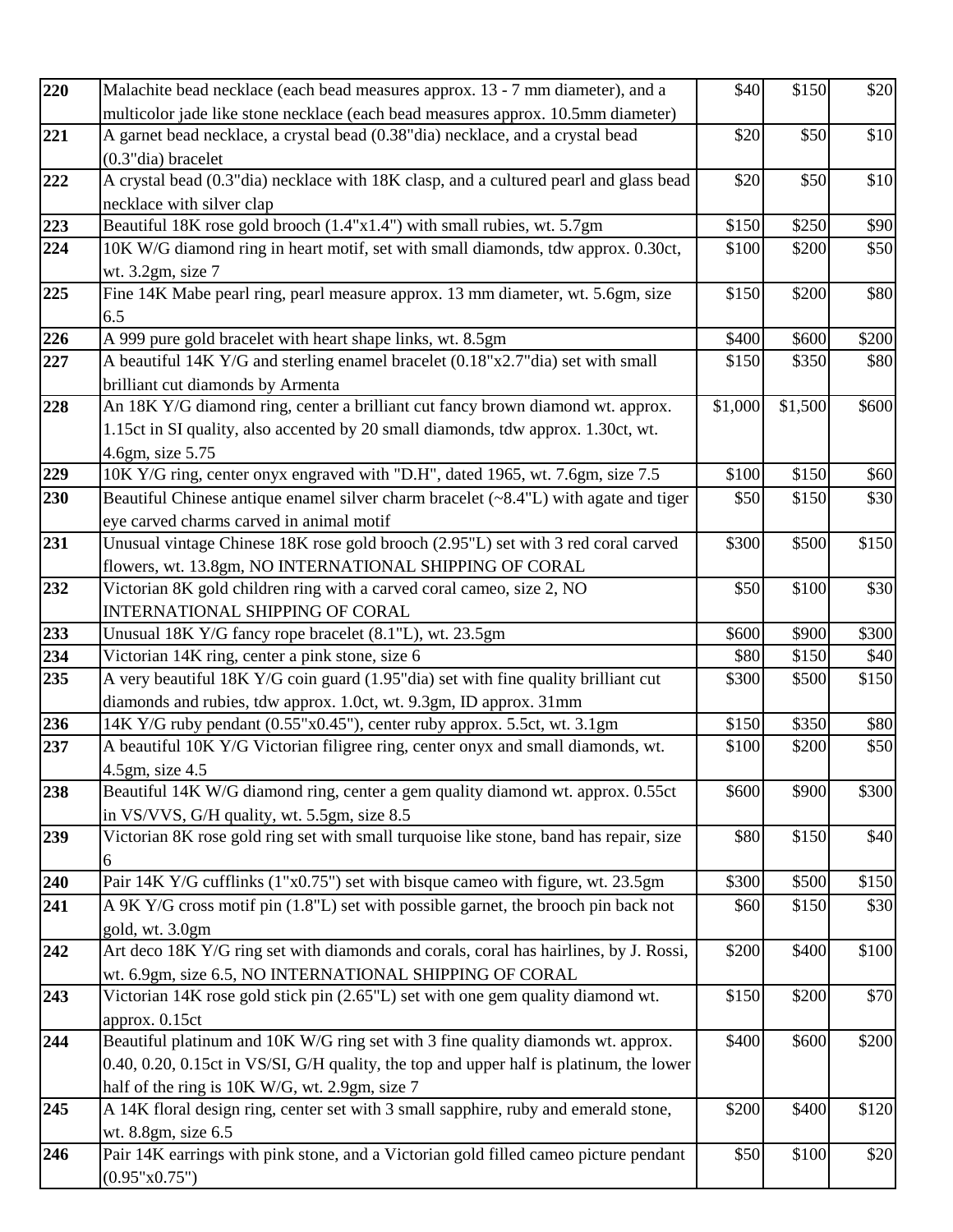| 220 | Malachite bead necklace (each bead measures approx. 13 - 7 mm diameter), and a multicolor jade like stone necklace (each bead measures approx. 10.5mm diameter) | $40 | $150 | $20 |
|---|---|---|---|---|
| 221 | A garnet bead necklace, a crystal bead (0.38"dia) necklace, and a crystal bead (0.3"dia) bracelet | $20 | $50 | $10 |
| 222 | A crystal bead (0.3"dia) necklace with 18K clasp, and a cultured pearl and glass bead necklace with silver clap | $20 | $50 | $10 |
| 223 | Beautiful 18K rose gold brooch (1.4"x1.4") with small rubies, wt. 5.7gm | $150 | $250 | $90 |
| 224 | 10K W/G diamond ring in heart motif, set with small diamonds, tdw approx. 0.30ct, wt. 3.2gm, size 7 | $100 | $200 | $50 |
| 225 | Fine 14K Mabe pearl ring, pearl measure approx. 13 mm diameter, wt. 5.6gm, size 6.5 | $150 | $200 | $80 |
| 226 | A 999 pure gold bracelet with heart shape links, wt. 8.5gm | $400 | $600 | $200 |
| 227 | A beautiful 14K Y/G and sterling enamel bracelet (0.18"x2.7"dia) set with small brilliant cut diamonds by Armenta | $150 | $350 | $80 |
| 228 | An 18K Y/G diamond ring, center a brilliant cut fancy brown diamond wt. approx. 1.15ct in SI quality, also accented by 20 small diamonds, tdw approx. 1.30ct, wt. 4.6gm, size 5.75 | $1,000 | $1,500 | $600 |
| 229 | 10K Y/G ring, center onyx engraved with "D.H", dated 1965, wt. 7.6gm, size 7.5 | $100 | $150 | $60 |
| 230 | Beautiful Chinese antique enamel silver charm bracelet (~8.4"L) with agate and tiger eye carved charms carved in animal motif | $50 | $150 | $30 |
| 231 | Unusual vintage Chinese 18K rose gold brooch (2.95"L) set with 3 red coral carved flowers, wt. 13.8gm, NO INTERNATIONAL SHIPPING OF CORAL | $300 | $500 | $150 |
| 232 | Victorian 8K gold children ring with a carved coral cameo, size 2, NO INTERNATIONAL SHIPPING OF CORAL | $50 | $100 | $30 |
| 233 | Unusual 18K Y/G fancy rope bracelet (8.1"L), wt. 23.5gm | $600 | $900 | $300 |
| 234 | Victorian 14K ring, center a pink stone, size 6 | $80 | $150 | $40 |
| 235 | A very beautiful 18K Y/G coin guard (1.95"dia) set with fine quality brilliant cut diamonds and rubies, tdw approx. 1.0ct, wt. 9.3gm, ID approx. 31mm | $300 | $500 | $150 |
| 236 | 14K Y/G ruby pendant (0.55"x0.45"), center ruby approx. 5.5ct, wt. 3.1gm | $150 | $350 | $80 |
| 237 | A beautiful 10K Y/G Victorian filigree ring, center onyx and small diamonds, wt. 4.5gm, size 4.5 | $100 | $200 | $50 |
| 238 | Beautiful 14K W/G diamond ring, center a gem quality diamond wt. approx. 0.55ct in VS/VVS, G/H quality, wt. 5.5gm, size 8.5 | $600 | $900 | $300 |
| 239 | Victorian 8K rose gold ring set with small turquoise like stone, band has repair, size 6 | $80 | $150 | $40 |
| 240 | Pair 14K Y/G cufflinks (1"x0.75") set with bisque cameo with figure, wt. 23.5gm | $300 | $500 | $150 |
| 241 | A 9K Y/G cross motif pin (1.8"L) set with possible garnet, the brooch pin back not gold, wt. 3.0gm | $60 | $150 | $30 |
| 242 | Art deco 18K Y/G ring set with diamonds and corals, coral has hairlines, by J. Rossi, wt. 6.9gm, size 6.5, NO INTERNATIONAL SHIPPING OF CORAL | $200 | $400 | $100 |
| 243 | Victorian 14K rose gold stick pin (2.65"L) set with one gem quality diamond wt. approx. 0.15ct | $150 | $200 | $70 |
| 244 | Beautiful platinum and 10K W/G ring set with 3 fine quality diamonds wt. approx. 0.40, 0.20, 0.15ct in VS/SI, G/H quality, the top and upper half is platinum, the lower half of the ring is 10K W/G, wt. 2.9gm, size 7 | $400 | $600 | $200 |
| 245 | A 14K floral design ring, center set with 3 small sapphire, ruby and emerald stone, wt. 8.8gm, size 6.5 | $200 | $400 | $120 |
| 246 | Pair 14K earrings with pink stone, and a Victorian gold filled cameo picture pendant (0.95"x0.75") | $50 | $100 | $20 |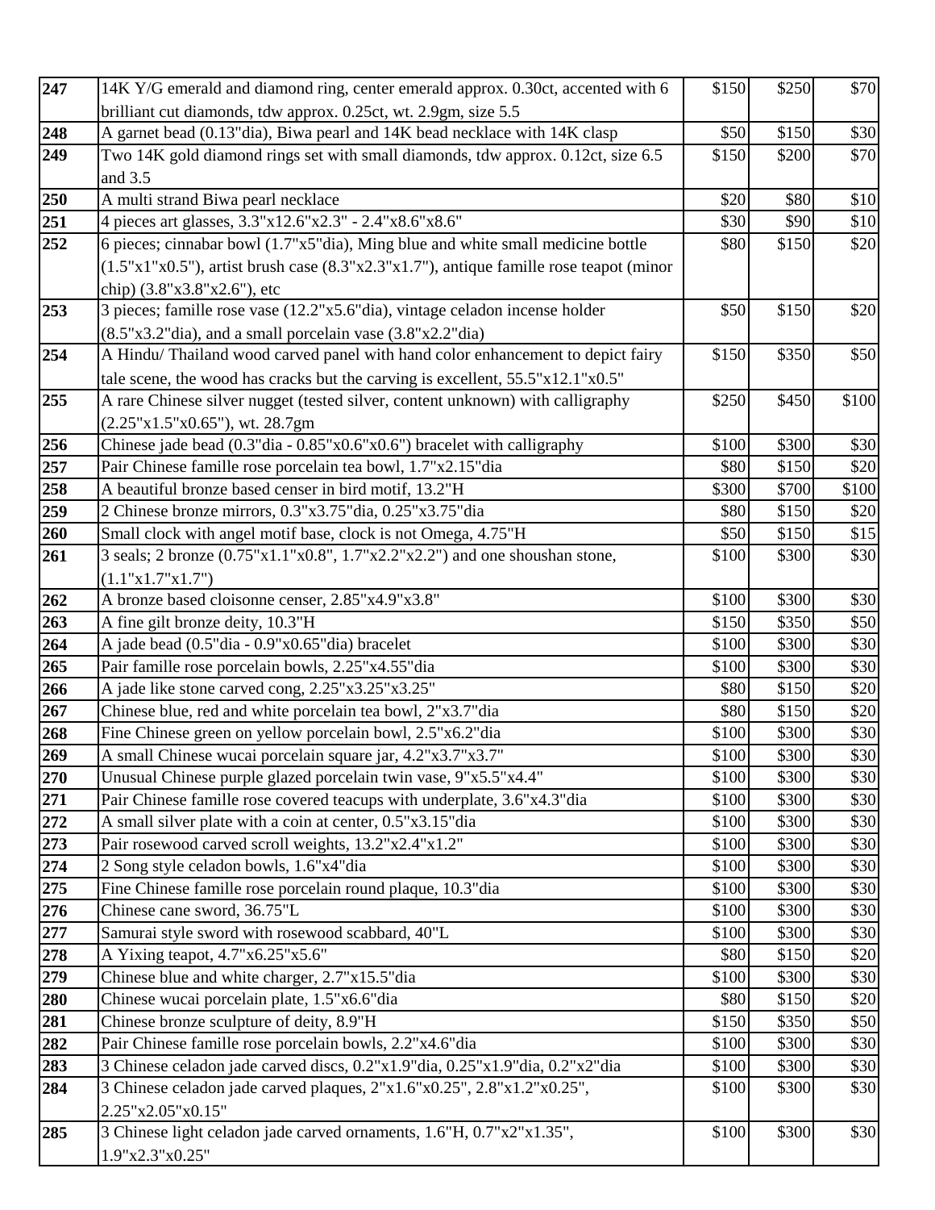| | | | | |
|---|---|---|---|---|
| **247** | 14K Y/G emerald and diamond ring, center emerald approx. 0.30ct, accented with 6 brilliant cut diamonds, tdw approx. 0.25ct, wt. 2.9gm, size 5.5 | $150 | $250 | $70 |
| **248** | A garnet bead (0.13"dia), Biwa pearl and 14K bead necklace with 14K clasp | $50 | $150 | $30 |
| **249** | Two 14K gold diamond rings set with small diamonds, tdw approx. 0.12ct, size 6.5 and 3.5 | $150 | $200 | $70 |
| **250** | A multi strand Biwa pearl necklace | $20 | $80 | $10 |
| **251** | 4 pieces art glasses, 3.3"x12.6"x2.3" - 2.4"x8.6"x8.6" | $30 | $90 | $10 |
| **252** | 6 pieces; cinnabar bowl (1.7"x5"dia), Ming blue and white small medicine bottle (1.5"x1"x0.5"), artist brush case (8.3"x2.3"x1.7"), antique famille rose teapot (minor chip) (3.8"x3.8"x2.6"), etc | $80 | $150 | $20 |
| **253** | 3 pieces; famille rose vase (12.2"x5.6"dia), vintage celadon incense holder (8.5"x3.2"dia), and a small porcelain vase (3.8"x2.2"dia) | $50 | $150 | $20 |
| **254** | A Hindu/ Thailand wood carved panel with hand color enhancement to depict fairy tale scene, the wood has cracks but the carving is excellent, 55.5"x12.1"x0.5" | $150 | $350 | $50 |
| **255** | A rare Chinese silver nugget (tested silver, content unknown) with calligraphy (2.25"x1.5"x0.65"), wt. 28.7gm | $250 | $450 | $100 |
| **256** | Chinese jade bead (0.3"dia - 0.85"x0.6"x0.6") bracelet with calligraphy | $100 | $300 | $30 |
| **257** | Pair Chinese famille rose porcelain tea bowl, 1.7"x2.15"dia | $80 | $150 | $20 |
| **258** | A beautiful bronze based censer in bird motif, 13.2"H | $300 | $700 | $100 |
| **259** | 2 Chinese bronze mirrors, 0.3"x3.75"dia, 0.25"x3.75"dia | $80 | $150 | $20 |
| **260** | Small clock with angel motif base, clock is not Omega, 4.75"H | $50 | $150 | $15 |
| **261** | 3 seals; 2 bronze (0.75"x1.1"x0.8", 1.7"x2.2"x2.2") and one shoushan stone, (1.1"x1.7"x1.7") | $100 | $300 | $30 |
| **262** | A bronze based cloisonne censer, 2.85"x4.9"x3.8" | $100 | $300 | $30 |
| **263** | A fine gilt bronze deity, 10.3"H | $150 | $350 | $50 |
| **264** | A jade bead (0.5"dia - 0.9"x0.65"dia) bracelet | $100 | $300 | $30 |
| **265** | Pair famille rose porcelain bowls, 2.25"x4.55"dia | $100 | $300 | $30 |
| **266** | A jade like stone carved cong, 2.25"x3.25"x3.25" | $80 | $150 | $20 |
| **267** | Chinese blue, red and white porcelain tea bowl, 2"x3.7"dia | $80 | $150 | $20 |
| **268** | Fine Chinese green on yellow porcelain bowl, 2.5"x6.2"dia | $100 | $300 | $30 |
| **269** | A small Chinese wucai porcelain square jar, 4.2"x3.7"x3.7" | $100 | $300 | $30 |
| **270** | Unusual Chinese purple glazed porcelain twin vase, 9"x5.5"x4.4" | $100 | $300 | $30 |
| **271** | Pair Chinese famille rose covered teacups with underplate, 3.6"x4.3"dia | $100 | $300 | $30 |
| **272** | A small silver plate with a coin at center, 0.5"x3.15"dia | $100 | $300 | $30 |
| **273** | Pair rosewood carved scroll weights, 13.2"x2.4"x1.2" | $100 | $300 | $30 |
| **274** | 2 Song style celadon bowls, 1.6"x4"dia | $100 | $300 | $30 |
| **275** | Fine Chinese famille rose porcelain round plaque, 10.3"dia | $100 | $300 | $30 |
| **276** | Chinese cane sword, 36.75"L | $100 | $300 | $30 |
| **277** | Samurai style sword with rosewood scabbard, 40"L | $100 | $300 | $30 |
| **278** | A Yixing teapot, 4.7"x6.25"x5.6" | $80 | $150 | $20 |
| **279** | Chinese blue and white charger, 2.7"x15.5"dia | $100 | $300 | $30 |
| **280** | Chinese wucai porcelain plate, 1.5"x6.6"dia | $80 | $150 | $20 |
| **281** | Chinese bronze sculpture of deity, 8.9"H | $150 | $350 | $50 |
| **282** | Pair Chinese famille rose porcelain bowls, 2.2"x4.6"dia | $100 | $300 | $30 |
| **283** | 3 Chinese celadon jade carved discs, 0.2"x1.9"dia, 0.25"x1.9"dia, 0.2"x2"dia | $100 | $300 | $30 |
| **284** | 3 Chinese celadon jade carved plaques, 2"x1.6"x0.25", 2.8"x1.2"x0.25", 2.25"x2.05"x0.15" | $100 | $300 | $30 |
| **285** | 3 Chinese light celadon jade carved ornaments, 1.6"H, 0.7"x2"x1.35", 1.9"x2.3"x0.25" | $100 | $300 | $30 |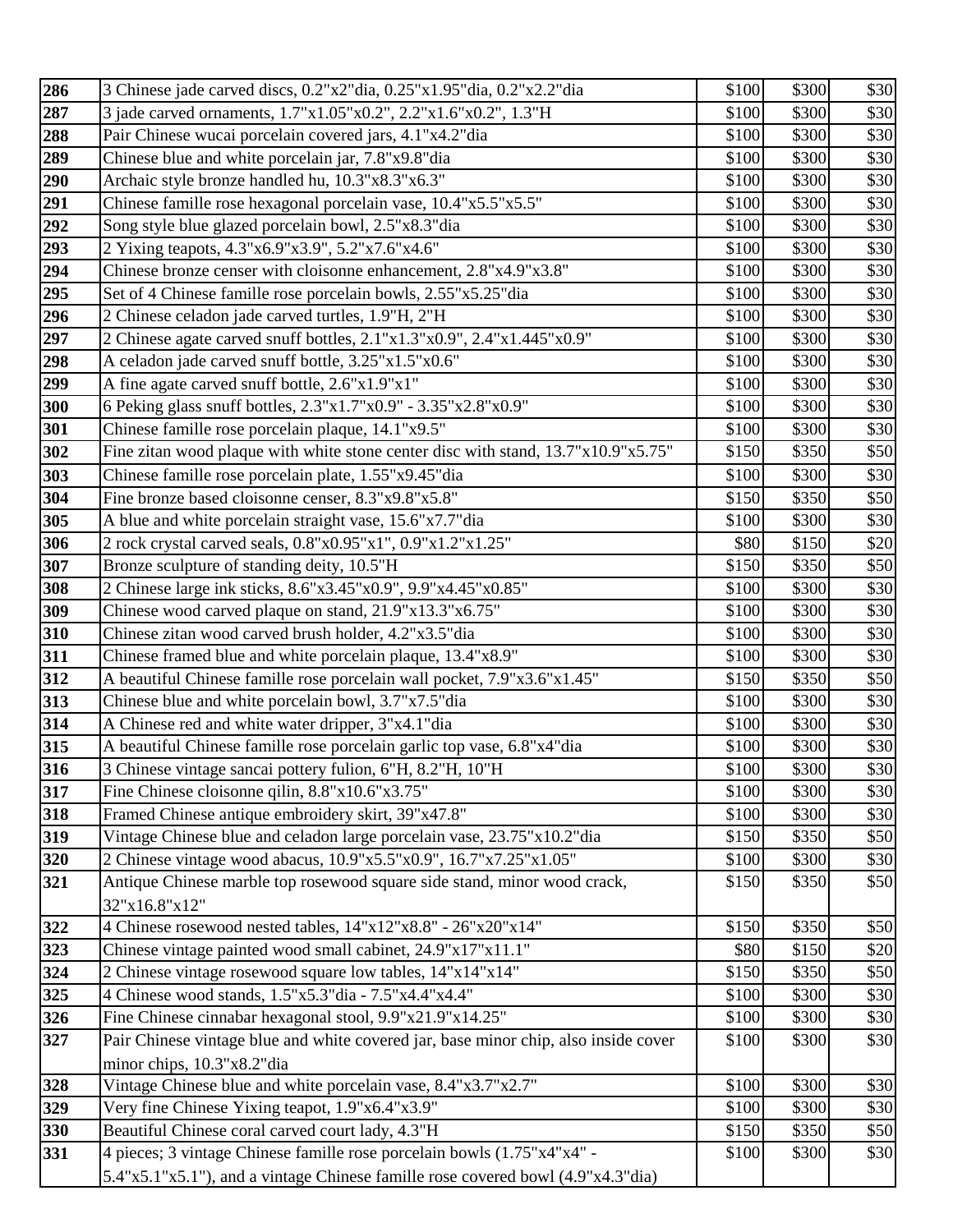| | | | | |
|---|---|---|---|---|
| **286** | 3 Chinese jade carved discs, 0.2"x2"dia, 0.25"x1.95"dia, 0.2"x2.2"dia | $100 | $300 | $30 |
| **287** | 3 jade carved ornaments, 1.7"x1.05"x0.2", 2.2"x1.6"x0.2", 1.3"H | $100 | $300 | $30 |
| **288** | Pair Chinese wucai porcelain covered jars, 4.1"x4.2"dia | $100 | $300 | $30 |
| **289** | Chinese blue and white porcelain jar, 7.8"x9.8"dia | $100 | $300 | $30 |
| **290** | Archaic style bronze handled hu, 10.3"x8.3"x6.3" | $100 | $300 | $30 |
| **291** | Chinese famille rose hexagonal porcelain vase, 10.4"x5.5"x5.5" | $100 | $300 | $30 |
| **292** | Song style blue glazed porcelain bowl, 2.5"x8.3"dia | $100 | $300 | $30 |
| **293** | 2 Yixing teapots, 4.3"x6.9"x3.9", 5.2"x7.6"x4.6" | $100 | $300 | $30 |
| **294** | Chinese bronze censer with cloisonne enhancement, 2.8"x4.9"x3.8" | $100 | $300 | $30 |
| **295** | Set of 4 Chinese famille rose porcelain bowls, 2.55"x5.25"dia | $100 | $300 | $30 |
| **296** | 2 Chinese celadon jade carved turtles, 1.9"H, 2"H | $100 | $300 | $30 |
| **297** | 2 Chinese agate carved snuff bottles, 2.1"x1.3"x0.9", 2.4"x1.445"x0.9" | $100 | $300 | $30 |
| **298** | A celadon jade carved snuff bottle, 3.25"x1.5"x0.6" | $100 | $300 | $30 |
| **299** | A fine agate carved snuff bottle, 2.6"x1.9"x1" | $100 | $300 | $30 |
| **300** | 6 Peking glass snuff bottles, 2.3"x1.7"x0.9" - 3.35"x2.8"x0.9" | $100 | $300 | $30 |
| **301** | Chinese famille rose porcelain plaque, 14.1"x9.5" | $100 | $300 | $30 |
| **302** | Fine zitan wood plaque with white stone center disc with stand, 13.7"x10.9"x5.75" | $150 | $350 | $50 |
| **303** | Chinese famille rose porcelain plate, 1.55"x9.45"dia | $100 | $300 | $30 |
| **304** | Fine bronze based cloisonne censer, 8.3"x9.8"x5.8" | $150 | $350 | $50 |
| **305** | A blue and white porcelain straight vase, 15.6"x7.7"dia | $100 | $300 | $30 |
| **306** | 2 rock crystal carved seals, 0.8"x0.95"x1", 0.9"x1.2"x1.25" | $80 | $150 | $20 |
| **307** | Bronze sculpture of standing deity, 10.5"H | $150 | $350 | $50 |
| **308** | 2 Chinese large ink sticks, 8.6"x3.45"x0.9", 9.9"x4.45"x0.85" | $100 | $300 | $30 |
| **309** | Chinese wood carved plaque on stand, 21.9"x13.3"x6.75" | $100 | $300 | $30 |
| **310** | Chinese zitan wood carved brush holder, 4.2"x3.5"dia | $100 | $300 | $30 |
| **311** | Chinese framed blue and white porcelain plaque, 13.4"x8.9" | $100 | $300 | $30 |
| **312** | A beautiful Chinese famille rose porcelain wall pocket, 7.9"x3.6"x1.45" | $150 | $350 | $50 |
| **313** | Chinese blue and white porcelain bowl, 3.7"x7.5"dia | $100 | $300 | $30 |
| **314** | A Chinese red and white water dripper, 3"x4.1"dia | $100 | $300 | $30 |
| **315** | A beautiful Chinese famille rose porcelain garlic top vase, 6.8"x4"dia | $100 | $300 | $30 |
| **316** | 3 Chinese vintage sancai pottery fulion, 6"H, 8.2"H, 10"H | $100 | $300 | $30 |
| **317** | Fine Chinese cloisonne qilin, 8.8"x10.6"x3.75" | $100 | $300 | $30 |
| **318** | Framed Chinese antique embroidery skirt, 39"x47.8" | $100 | $300 | $30 |
| **319** | Vintage Chinese blue and celadon large porcelain vase, 23.75"x10.2"dia | $150 | $350 | $50 |
| **320** | 2 Chinese vintage wood abacus, 10.9"x5.5"x0.9", 16.7"x7.25"x1.05" | $100 | $300 | $30 |
| **321** | Antique Chinese marble top rosewood square side stand, minor wood crack, 32"x16.8"x12" | $150 | $350 | $50 |
| **322** | 4 Chinese rosewood nested tables, 14"x12"x8.8" - 26"x20"x14" | $150 | $350 | $50 |
| **323** | Chinese vintage painted wood small cabinet, 24.9"x17"x11.1" | $80 | $150 | $20 |
| **324** | 2 Chinese vintage rosewood square low tables, 14"x14"x14" | $150 | $350 | $50 |
| **325** | 4 Chinese wood stands, 1.5"x5.3"dia - 7.5"x4.4"x4.4" | $100 | $300 | $30 |
| **326** | Fine Chinese cinnabar hexagonal stool, 9.9"x21.9"x14.25" | $100 | $300 | $30 |
| **327** | Pair Chinese vintage blue and white covered jar, base minor chip, also inside cover minor chips, 10.3"x8.2"dia | $100 | $300 | $30 |
| **328** | Vintage Chinese blue and white porcelain vase, 8.4"x3.7"x2.7" | $100 | $300 | $30 |
| **329** | Very fine Chinese Yixing teapot, 1.9"x6.4"x3.9" | $100 | $300 | $30 |
| **330** | Beautiful Chinese coral carved court lady, 4.3"H | $150 | $350 | $50 |
| **331** | 4 pieces; 3 vintage Chinese famille rose porcelain bowls (1.75"x4"x4" - 5.4"x5.1"x5.1"), and a vintage Chinese famille rose covered bowl (4.9"x4.3"dia) | $100 | $300 | $30 |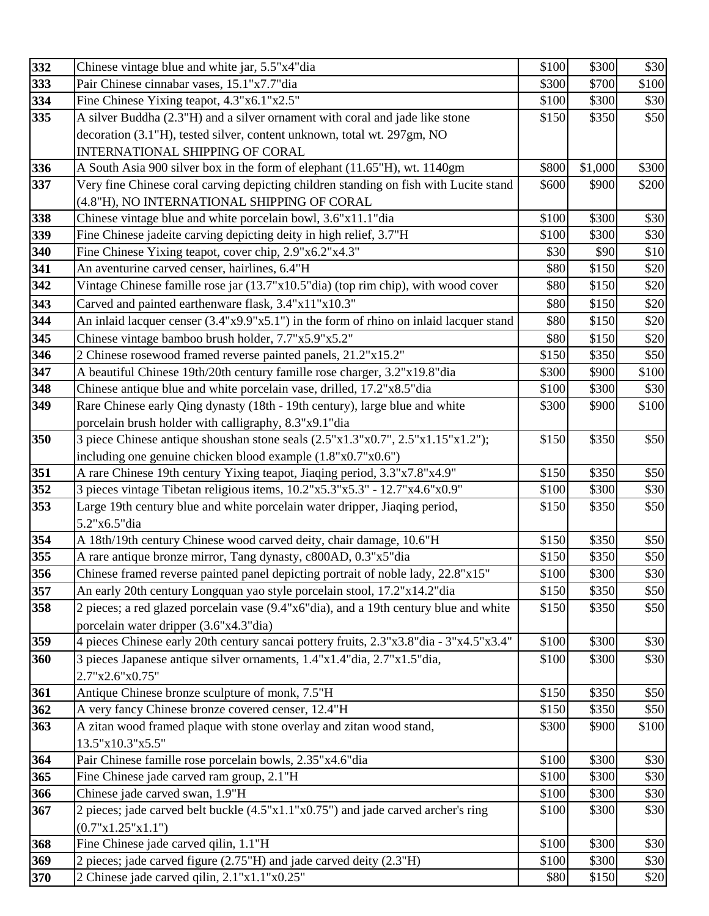| 332 | Chinese vintage blue and white jar, 5.5"x4"dia | $100 | $300 | $30 |
|---|---|---|---|---|
| 333 | Pair Chinese cinnabar vases, 15.1"x7.7"dia | $300 | $700 | $100 |
| 334 | Fine Chinese Yixing teapot, 4.3"x6.1"x2.5" | $100 | $300 | $30 |
| 335 | A silver Buddha (2.3"H) and a silver ornament with coral and jade like stone decoration (3.1"H), tested silver, content unknown, total wt. 297gm, NO INTERNATIONAL SHIPPING OF CORAL | $150 | $350 | $50 |
| 336 | A South Asia 900 silver box in the form of elephant (11.65"H), wt. 1140gm | $800 | $1,000 | $300 |
| 337 | Very fine Chinese coral carving depicting children standing on fish with Lucite stand (4.8"H), NO INTERNATIONAL SHIPPING OF CORAL | $600 | $900 | $200 |
| 338 | Chinese vintage blue and white porcelain bowl, 3.6"x11.1"dia | $100 | $300 | $30 |
| 339 | Fine Chinese jadeite carving depicting deity in high relief, 3.7"H | $100 | $300 | $30 |
| 340 | Fine Chinese Yixing teapot, cover chip, 2.9"x6.2"x4.3" | $30 | $90 | $10 |
| 341 | An aventurine carved censer, hairlines, 6.4"H | $80 | $150 | $20 |
| 342 | Vintage Chinese famille rose jar (13.7"x10.5"dia) (top rim chip), with wood cover | $80 | $150 | $20 |
| 343 | Carved and painted earthenware flask, 3.4"x11"x10.3" | $80 | $150 | $20 |
| 344 | An inlaid lacquer censer (3.4"x9.9"x5.1") in the form of rhino on inlaid lacquer stand | $80 | $150 | $20 |
| 345 | Chinese vintage bamboo brush holder, 7.7"x5.9"x5.2" | $80 | $150 | $20 |
| 346 | 2 Chinese rosewood framed reverse painted panels, 21.2"x15.2" | $150 | $350 | $50 |
| 347 | A beautiful Chinese 19th/20th century famille rose charger, 3.2"x19.8"dia | $300 | $900 | $100 |
| 348 | Chinese antique blue and white porcelain vase, drilled, 17.2"x8.5"dia | $100 | $300 | $30 |
| 349 | Rare Chinese early Qing dynasty (18th - 19th century), large blue and white porcelain brush holder with calligraphy, 8.3"x9.1"dia | $300 | $900 | $100 |
| 350 | 3 piece Chinese antique shoushan stone seals (2.5"x1.3"x0.7", 2.5"x1.15"x1.2"); including one genuine chicken blood example (1.8"x0.7"x0.6") | $150 | $350 | $50 |
| 351 | A rare Chinese 19th century Yixing teapot, Jiaqing period, 3.3"x7.8"x4.9" | $150 | $350 | $50 |
| 352 | 3 pieces vintage Tibetan religious items, 10.2"x5.3"x5.3" - 12.7"x4.6"x0.9" | $100 | $300 | $30 |
| 353 | Large 19th century blue and white porcelain water dripper, Jiaqing period, 5.2"x6.5"dia | $150 | $350 | $50 |
| 354 | A 18th/19th century Chinese wood carved deity, chair damage, 10.6"H | $150 | $350 | $50 |
| 355 | A rare antique bronze mirror, Tang dynasty, c800AD, 0.3"x5"dia | $150 | $350 | $50 |
| 356 | Chinese framed reverse painted panel depicting portrait of noble lady, 22.8"x15" | $100 | $300 | $30 |
| 357 | An early 20th century Longquan yao style porcelain stool, 17.2"x14.2"dia | $150 | $350 | $50 |
| 358 | 2 pieces; a red glazed porcelain vase (9.4"x6"dia), and a 19th century blue and white porcelain water dripper (3.6"x4.3"dia) | $150 | $350 | $50 |
| 359 | 4 pieces Chinese early 20th century sancai pottery fruits, 2.3"x3.8"dia - 3"x4.5"x3.4" | $100 | $300 | $30 |
| 360 | 3 pieces Japanese antique silver ornaments, 1.4"x1.4"dia, 2.7"x1.5"dia, 2.7"x2.6"x0.75" | $100 | $300 | $30 |
| 361 | Antique Chinese bronze sculpture of monk, 7.5"H | $150 | $350 | $50 |
| 362 | A very fancy Chinese bronze covered censer, 12.4"H | $150 | $350 | $50 |
| 363 | A zitan wood framed plaque with stone overlay and zitan wood stand, 13.5"x10.3"x5.5" | $300 | $900 | $100 |
| 364 | Pair Chinese famille rose porcelain bowls, 2.35"x4.6"dia | $100 | $300 | $30 |
| 365 | Fine Chinese jade carved ram group, 2.1"H | $100 | $300 | $30 |
| 366 | Chinese jade carved swan, 1.9"H | $100 | $300 | $30 |
| 367 | 2 pieces; jade carved belt buckle (4.5"x1.1"x0.75") and jade carved archer's ring (0.7"x1.25"x1.1") | $100 | $300 | $30 |
| 368 | Fine Chinese jade carved qilin, 1.1"H | $100 | $300 | $30 |
| 369 | 2 pieces; jade carved figure (2.75"H) and jade carved deity (2.3"H) | $100 | $300 | $30 |
| 370 | 2 Chinese jade carved qilin, 2.1"x1.1"x0.25" | $80 | $150 | $20 |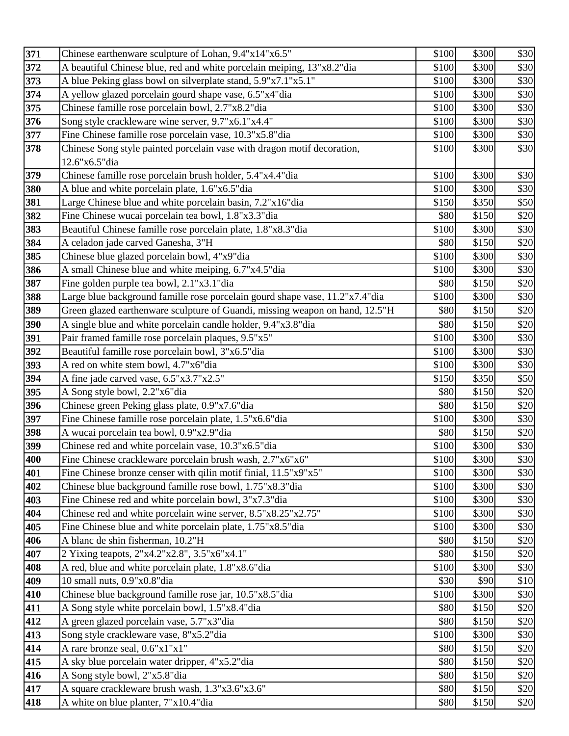| 371 | Chinese earthenware sculpture of Lohan, 9.4"x14"x6.5" | $100 | $300 | $30 |
|---|---|---|---|---|
| 372 | A beautiful Chinese blue, red and white porcelain meiping, 13"x8.2"dia | $100 | $300 | $30 |
| 373 | A blue Peking glass bowl on silverplate stand, 5.9"x7.1"x5.1" | $100 | $300 | $30 |
| 374 | A yellow glazed porcelain gourd shape vase, 6.5"x4"dia | $100 | $300 | $30 |
| 375 | Chinese famille rose porcelain bowl, 2.7"x8.2"dia | $100 | $300 | $30 |
| 376 | Song style crackleware wine server, 9.7"x6.1"x4.4" | $100 | $300 | $30 |
| 377 | Fine Chinese famille rose porcelain vase, 10.3"x5.8"dia | $100 | $300 | $30 |
| 378 | Chinese Song style painted porcelain vase with dragon motif decoration, 12.6"x6.5"dia | $100 | $300 | $30 |
| 379 | Chinese famille rose porcelain brush holder, 5.4"x4.4"dia | $100 | $300 | $30 |
| 380 | A blue and white porcelain plate, 1.6"x6.5"dia | $100 | $300 | $30 |
| 381 | Large Chinese blue and white porcelain basin, 7.2"x16"dia | $150 | $350 | $50 |
| 382 | Fine Chinese wucai porcelain tea bowl, 1.8"x3.3"dia | $80 | $150 | $20 |
| 383 | Beautiful Chinese famille rose porcelain plate, 1.8"x8.3"dia | $100 | $300 | $30 |
| 384 | A celadon jade carved Ganesha, 3"H | $80 | $150 | $20 |
| 385 | Chinese blue glazed porcelain bowl, 4"x9"dia | $100 | $300 | $30 |
| 386 | A small Chinese blue and white meiping, 6.7"x4.5"dia | $100 | $300 | $30 |
| 387 | Fine golden purple tea bowl, 2.1"x3.1"dia | $80 | $150 | $20 |
| 388 | Large blue background famille rose porcelain gourd shape vase, 11.2"x7.4"dia | $100 | $300 | $30 |
| 389 | Green glazed earthenware sculpture of Guandi, missing weapon on hand, 12.5"H | $80 | $150 | $20 |
| 390 | A single blue and white porcelain candle holder, 9.4"x3.8"dia | $80 | $150 | $20 |
| 391 | Pair framed famille rose porcelain plaques, 9.5"x5" | $100 | $300 | $30 |
| 392 | Beautiful famille rose porcelain bowl, 3"x6.5"dia | $100 | $300 | $30 |
| 393 | A red on white stem bowl, 4.7"x6"dia | $100 | $300 | $30 |
| 394 | A fine jade carved vase, 6.5"x3.7"x2.5" | $150 | $350 | $50 |
| 395 | A Song style bowl, 2.2"x6"dia | $80 | $150 | $20 |
| 396 | Chinese green Peking glass plate, 0.9"x7.6"dia | $80 | $150 | $20 |
| 397 | Fine Chinese famille rose porcelain plate, 1.5"x6.6"dia | $100 | $300 | $30 |
| 398 | A wucai porcelain tea bowl, 0.9"x2.9"dia | $80 | $150 | $20 |
| 399 | Chinese red and white porcelain vase, 10.3"x6.5"dia | $100 | $300 | $30 |
| 400 | Fine Chinese crackleware porcelain brush wash, 2.7"x6"x6" | $100 | $300 | $30 |
| 401 | Fine Chinese bronze censer with qilin motif finial, 11.5"x9"x5" | $100 | $300 | $30 |
| 402 | Chinese blue background famille rose bowl, 1.75"x8.3"dia | $100 | $300 | $30 |
| 403 | Fine Chinese red and white porcelain bowl, 3"x7.3"dia | $100 | $300 | $30 |
| 404 | Chinese red and white porcelain wine server, 8.5"x8.25"x2.75" | $100 | $300 | $30 |
| 405 | Fine Chinese blue and white porcelain plate, 1.75"x8.5"dia | $100 | $300 | $30 |
| 406 | A blanc de shin fisherman, 10.2"H | $80 | $150 | $20 |
| 407 | 2 Yixing teapots, 2"x4.2"x2.8", 3.5"x6"x4.1" | $80 | $150 | $20 |
| 408 | A red, blue and white porcelain plate, 1.8"x8.6"dia | $100 | $300 | $30 |
| 409 | 10 small nuts, 0.9"x0.8"dia | $30 | $90 | $10 |
| 410 | Chinese blue background famille rose jar, 10.5"x8.5"dia | $100 | $300 | $30 |
| 411 | A Song style white porcelain bowl, 1.5"x8.4"dia | $80 | $150 | $20 |
| 412 | A green glazed porcelain vase, 5.7"x3"dia | $80 | $150 | $20 |
| 413 | Song style crackleware vase, 8"x5.2"dia | $100 | $300 | $30 |
| 414 | A rare bronze seal, 0.6"x1"x1" | $80 | $150 | $20 |
| 415 | A sky blue porcelain water dripper, 4"x5.2"dia | $80 | $150 | $20 |
| 416 | A Song style bowl, 2"x5.8"dia | $80 | $150 | $20 |
| 417 | A square crackleware brush wash, 1.3"x3.6"x3.6" | $80 | $150 | $20 |
| 418 | A white on blue planter, 7"x10.4"dia | $80 | $150 | $20 |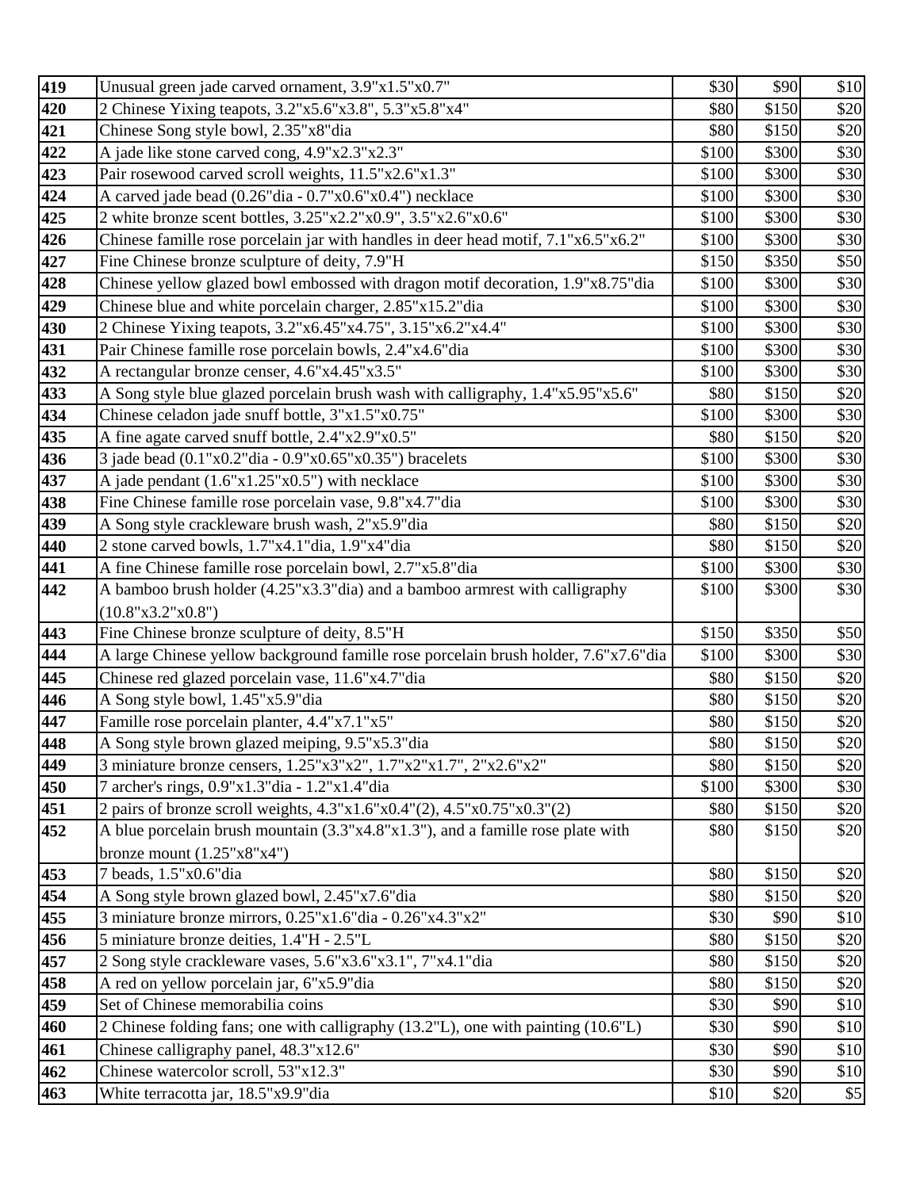| | | | | |
|---|---|---|---|---|
| **419** | Unusual green jade carved ornament, 3.9"x1.5"x0.7" | $30 | $90 | $10 |
| **420** | 2 Chinese Yixing teapots, 3.2"x5.6"x3.8", 5.3"x5.8"x4" | $80 | $150 | $20 |
| **421** | Chinese Song style bowl, 2.35"x8"dia | $80 | $150 | $20 |
| **422** | A jade like stone carved cong, 4.9"x2.3"x2.3" | $100 | $300 | $30 |
| **423** | Pair rosewood carved scroll weights, 11.5"x2.6"x1.3" | $100 | $300 | $30 |
| **424** | A carved jade bead (0.26"dia - 0.7"x0.6"x0.4") necklace | $100 | $300 | $30 |
| **425** | 2 white bronze scent bottles, 3.25"x2.2"x0.9", 3.5"x2.6"x0.6" | $100 | $300 | $30 |
| **426** | Chinese famille rose porcelain jar with handles in deer head motif, 7.1"x6.5"x6.2" | $100 | $300 | $30 |
| **427** | Fine Chinese bronze sculpture of deity, 7.9"H | $150 | $350 | $50 |
| **428** | Chinese yellow glazed bowl embossed with dragon motif decoration, 1.9"x8.75"dia | $100 | $300 | $30 |
| **429** | Chinese blue and white porcelain charger, 2.85"x15.2"dia | $100 | $300 | $30 |
| **430** | 2 Chinese Yixing teapots, 3.2"x6.45"x4.75", 3.15"x6.2"x4.4" | $100 | $300 | $30 |
| **431** | Pair Chinese famille rose porcelain bowls, 2.4"x4.6"dia | $100 | $300 | $30 |
| **432** | A rectangular bronze censer, 4.6"x4.45"x3.5" | $100 | $300 | $30 |
| **433** | A Song style blue glazed porcelain brush wash with calligraphy, 1.4"x5.95"x5.6" | $80 | $150 | $20 |
| **434** | Chinese celadon jade snuff bottle, 3"x1.5"x0.75" | $100 | $300 | $30 |
| **435** | A fine agate carved snuff bottle, 2.4"x2.9"x0.5" | $80 | $150 | $20 |
| **436** | 3 jade bead (0.1"x0.2"dia - 0.9"x0.65"x0.35") bracelets | $100 | $300 | $30 |
| **437** | A jade pendant (1.6"x1.25"x0.5") with necklace | $100 | $300 | $30 |
| **438** | Fine Chinese famille rose porcelain vase, 9.8"x4.7"dia | $100 | $300 | $30 |
| **439** | A Song style crackleware brush wash, 2"x5.9"dia | $80 | $150 | $20 |
| **440** | 2 stone carved bowls, 1.7"x4.1"dia, 1.9"x4"dia | $80 | $150 | $20 |
| **441** | A fine Chinese famille rose porcelain bowl, 2.7"x5.8"dia | $100 | $300 | $30 |
| **442** | A bamboo brush holder (4.25"x3.3"dia) and a bamboo armrest with calligraphy (10.8"x3.2"x0.8") | $100 | $300 | $30 |
| **443** | Fine Chinese bronze sculpture of deity, 8.5"H | $150 | $350 | $50 |
| **444** | A large Chinese yellow background famille rose porcelain brush holder, 7.6"x7.6"dia | $100 | $300 | $30 |
| **445** | Chinese red glazed porcelain vase, 11.6"x4.7"dia | $80 | $150 | $20 |
| **446** | A Song style bowl, 1.45"x5.9"dia | $80 | $150 | $20 |
| **447** | Famille rose porcelain planter, 4.4"x7.1"x5" | $80 | $150 | $20 |
| **448** | A Song style brown glazed meiping, 9.5"x5.3"dia | $80 | $150 | $20 |
| **449** | 3 miniature bronze censers, 1.25"x3"x2", 1.7"x2"x1.7", 2"x2.6"x2" | $80 | $150 | $20 |
| **450** | 7 archer's rings, 0.9"x1.3"dia - 1.2"x1.4"dia | $100 | $300 | $30 |
| **451** | 2 pairs of bronze scroll weights, 4.3"x1.6"x0.4"(2), 4.5"x0.75"x0.3"(2) | $80 | $150 | $20 |
| **452** | A blue porcelain brush mountain (3.3"x4.8"x1.3"), and a famille rose plate with bronze mount (1.25"x8"x4") | $80 | $150 | $20 |
| **453** | 7 beads, 1.5"x0.6"dia | $80 | $150 | $20 |
| **454** | A Song style brown glazed bowl, 2.45"x7.6"dia | $80 | $150 | $20 |
| **455** | 3 miniature bronze mirrors, 0.25"x1.6"dia - 0.26"x4.3"x2" | $30 | $90 | $10 |
| **456** | 5 miniature bronze deities, 1.4"H - 2.5"L | $80 | $150 | $20 |
| **457** | 2 Song style crackleware vases, 5.6"x3.6"x3.1", 7"x4.1"dia | $80 | $150 | $20 |
| **458** | A red on yellow porcelain jar, 6"x5.9"dia | $80 | $150 | $20 |
| **459** | Set of Chinese memorabilia coins | $30 | $90 | $10 |
| **460** | 2 Chinese folding fans; one with calligraphy (13.2"L), one with painting (10.6"L) | $30 | $90 | $10 |
| **461** | Chinese calligraphy panel, 48.3"x12.6" | $30 | $90 | $10 |
| **462** | Chinese watercolor scroll, 53"x12.3" | $30 | $90 | $10 |
| **463** | White terracotta jar, 18.5"x9.9"dia | $10 | $20 | $5 |